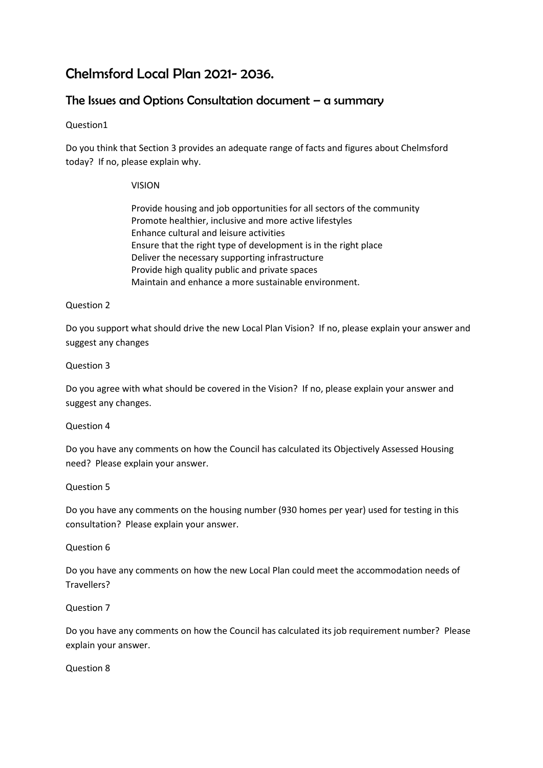# Chelmsford Local Plan 2021- 2036.

## The Issues and Options Consultation document – a summary

Question1

Do you think that Section 3 provides an adequate range of facts and figures about Chelmsford today? If no, please explain why.

VISION

Provide housing and job opportunities for all sectors of the community
Promote healthier, inclusive and more active lifestyles
Enhance cultural and leisure activities
Ensure that the right type of development is in the right place
Deliver the necessary supporting infrastructure
Provide high quality public and private spaces
Maintain and enhance a more sustainable environment.

Question 2

Do you support what should drive the new Local Plan Vision? If no, please explain your answer and suggest any changes

Question 3

Do you agree with what should be covered in the Vision? If no, please explain your answer and suggest any changes.

Question 4

Do you have any comments on how the Council has calculated its Objectively Assessed Housing need? Please explain your answer.

Question 5

Do you have any comments on the housing number (930 homes per year) used for testing in this consultation? Please explain your answer.

Question 6

Do you have any comments on how the new Local Plan could meet the accommodation needs of Travellers?

Question 7

Do you have any comments on how the Council has calculated its job requirement number? Please explain your answer.

Question 8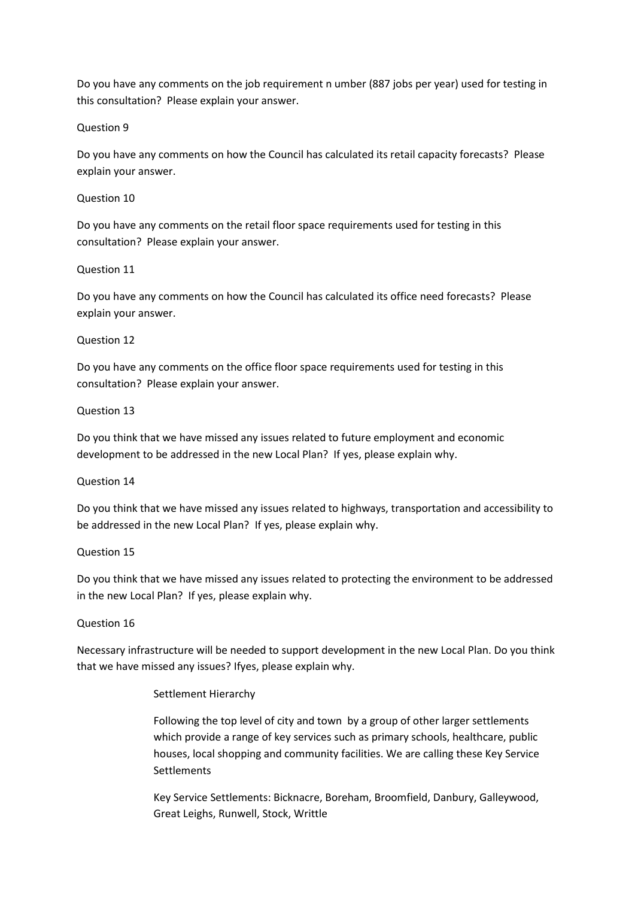Do you have any comments on the job requirement n umber (887 jobs per year) used for testing in this consultation? Please explain your answer.

Question 9

Do you have any comments on how the Council has calculated its retail capacity forecasts? Please explain your answer.

Question 10

Do you have any comments on the retail floor space requirements used for testing in this consultation? Please explain your answer.

Question 11

Do you have any comments on how the Council has calculated its office need forecasts? Please explain your answer.

Question 12

Do you have any comments on the office floor space requirements used for testing in this consultation? Please explain your answer.

Question 13

Do you think that we have missed any issues related to future employment and economic development to be addressed in the new Local Plan? If yes, please explain why.

Question 14

Do you think that we have missed any issues related to highways, transportation and accessibility to be addressed in the new Local Plan? If yes, please explain why.

Question 15

Do you think that we have missed any issues related to protecting the environment to be addressed in the new Local Plan? If yes, please explain why.

Question 16

Necessary infrastructure will be needed to support development in the new Local Plan. Do you think that we have missed any issues? Ifyes, please explain why.

Settlement Hierarchy

Following the top level of city and town by a group of other larger settlements which provide a range of key services such as primary schools, healthcare, public houses, local shopping and community facilities. We are calling these Key Service Settlements

Key Service Settlements: Bicknacre, Boreham, Broomfield, Danbury, Galleywood, Great Leighs, Runwell, Stock, Writtle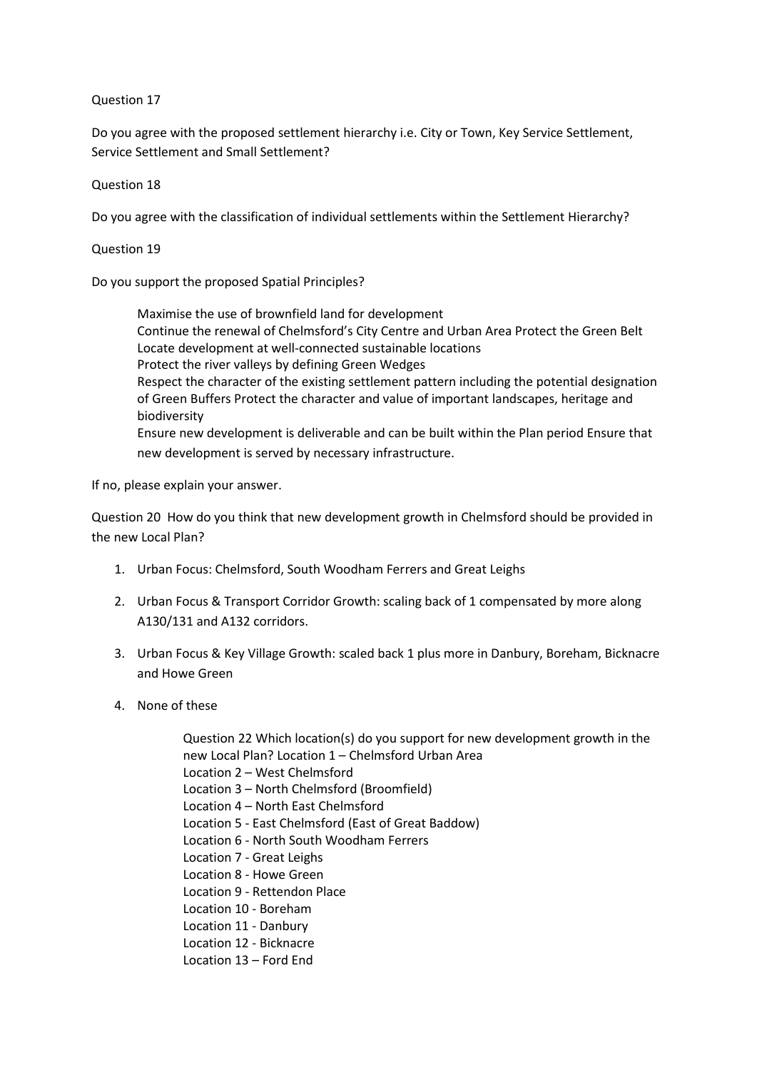Question 17

Do you agree with the proposed settlement hierarchy i.e. City or Town, Key Service Settlement, Service Settlement and Small Settlement?

Question 18

Do you agree with the classification of individual settlements within the Settlement Hierarchy?

Question 19

Do you support the proposed Spatial Principles?

> Maximise the use of brownfield land for development
> Continue the renewal of Chelmsford's City Centre and Urban Area Protect the Green Belt
> Locate development at well-connected sustainable locations
> Protect the river valleys by defining Green Wedges
> Respect the character of the existing settlement pattern including the potential designation of Green Buffers Protect the character and value of important landscapes, heritage and biodiversity
> Ensure new development is deliverable and can be built within the Plan period Ensure that new development is served by necessary infrastructure.

If no, please explain your answer.

Question 20 How do you think that new development growth in Chelmsford should be provided in the new Local Plan?

1. Urban Focus: Chelmsford, South Woodham Ferrers and Great Leighs
2. Urban Focus & Transport Corridor Growth: scaling back of 1 compensated by more along A130/131 and A132 corridors.
3. Urban Focus & Key Village Growth: scaled back 1 plus more in Danbury, Boreham, Bicknacre and Howe Green
4. None of these

> Question 22 Which location(s) do you support for new development growth in the new Local Plan? Location 1 – Chelmsford Urban Area
> Location 2 – West Chelmsford
> Location 3 – North Chelmsford (Broomfield)
> Location 4 – North East Chelmsford
> Location 5 - East Chelmsford (East of Great Baddow)
> Location 6 - North South Woodham Ferrers
> Location 7 - Great Leighs
> Location 8 - Howe Green
> Location 9 - Rettendon Place
> Location 10 - Boreham
> Location 11 - Danbury
> Location 12 - Bicknacre
> Location 13 – Ford End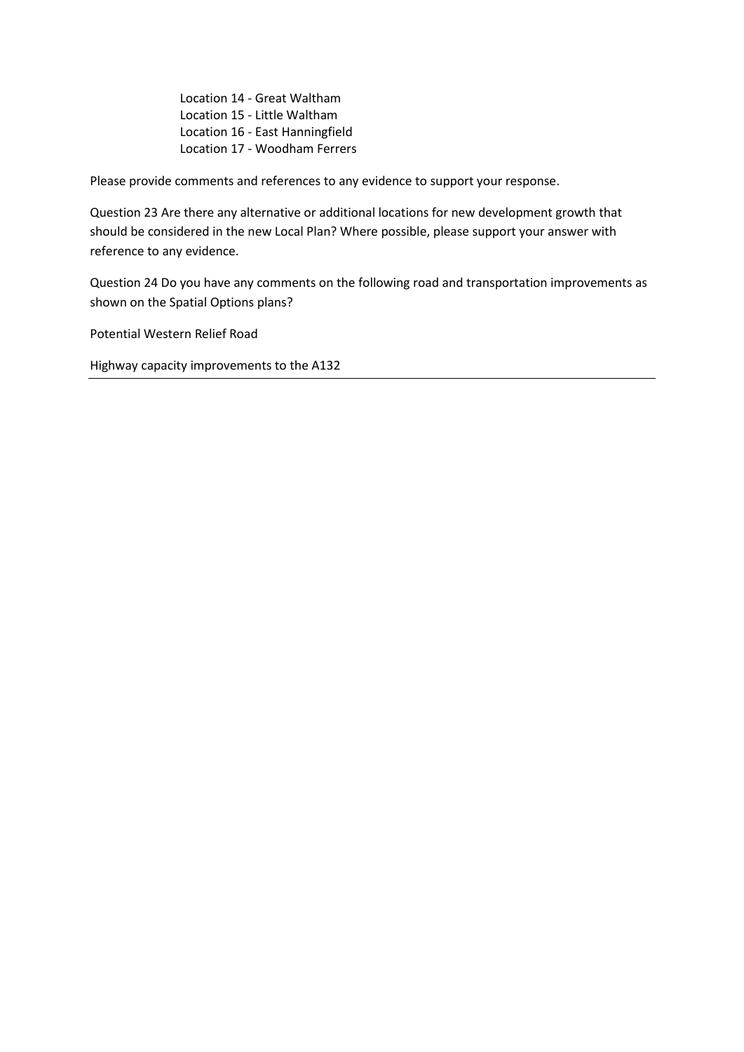Location 14 - Great Waltham
Location 15 - Little Waltham
Location 16 - East Hanningfield
Location 17 - Woodham Ferrers

Please provide comments and references to any evidence to support your response.

Question 23 Are there any alternative or additional locations for new development growth that should be considered in the new Local Plan? Where possible, please support your answer with reference to any evidence.

Question 24 Do you have any comments on the following road and transportation improvements as shown on the Spatial Options plans?

Potential Western Relief Road

Highway capacity improvements to the A132

---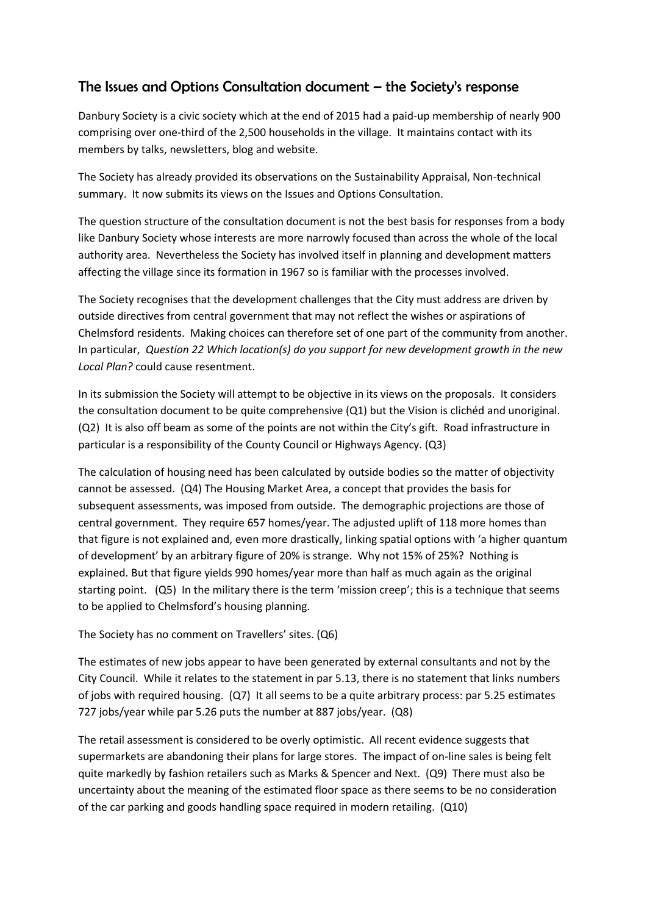## The Issues and Options Consultation document – the Society's response

Danbury Society is a civic society which at the end of 2015 had a paid-up membership of nearly 900 comprising over one-third of the 2,500 households in the village. It maintains contact with its members by talks, newsletters, blog and website.

The Society has already provided its observations on the Sustainability Appraisal, Non-technical summary. It now submits its views on the Issues and Options Consultation.

The question structure of the consultation document is not the best basis for responses from a body like Danbury Society whose interests are more narrowly focused than across the whole of the local authority area. Nevertheless the Society has involved itself in planning and development matters affecting the village since its formation in 1967 so is familiar with the processes involved.

The Society recognises that the development challenges that the City must address are driven by outside directives from central government that may not reflect the wishes or aspirations of Chelmsford residents. Making choices can therefore set of one part of the community from another. In particular, *Question 22 Which location(s) do you support for new development growth in the new Local Plan?* could cause resentment.

In its submission the Society will attempt to be objective in its views on the proposals. It considers the consultation document to be quite comprehensive (Q1) but the Vision is clichéd and unoriginal. (Q2) It is also off beam as some of the points are not within the City's gift. Road infrastructure in particular is a responsibility of the County Council or Highways Agency. (Q3)

The calculation of housing need has been calculated by outside bodies so the matter of objectivity cannot be assessed. (Q4) The Housing Market Area, a concept that provides the basis for subsequent assessments, was imposed from outside. The demographic projections are those of central government. They require 657 homes/year. The adjusted uplift of 118 more homes than that figure is not explained and, even more drastically, linking spatial options with 'a higher quantum of development' by an arbitrary figure of 20% is strange. Why not 15% of 25%? Nothing is explained. But that figure yields 990 homes/year more than half as much again as the original starting point. (Q5) In the military there is the term 'mission creep'; this is a technique that seems to be applied to Chelmsford's housing planning.

The Society has no comment on Travellers' sites. (Q6)

The estimates of new jobs appear to have been generated by external consultants and not by the City Council. While it relates to the statement in par 5.13, there is no statement that links numbers of jobs with required housing. (Q7) It all seems to be a quite arbitrary process: par 5.25 estimates 727 jobs/year while par 5.26 puts the number at 887 jobs/year. (Q8)

The retail assessment is considered to be overly optimistic. All recent evidence suggests that supermarkets are abandoning their plans for large stores. The impact of on-line sales is being felt quite markedly by fashion retailers such as Marks & Spencer and Next. (Q9) There must also be uncertainty about the meaning of the estimated floor space as there seems to be no consideration of the car parking and goods handling space required in modern retailing. (Q10)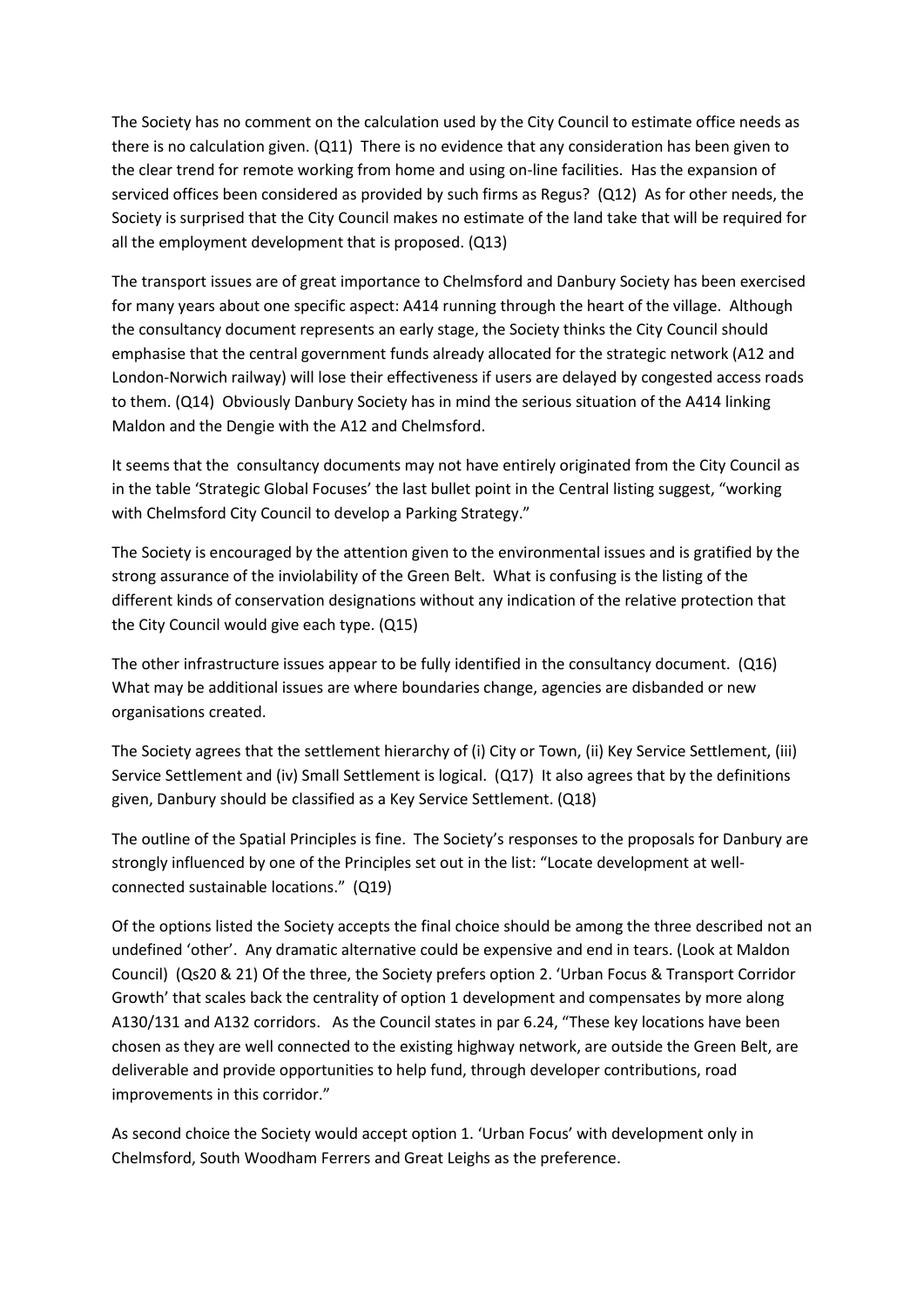The Society has no comment on the calculation used by the City Council to estimate office needs as there is no calculation given. (Q11) There is no evidence that any consideration has been given to the clear trend for remote working from home and using on-line facilities. Has the expansion of serviced offices been considered as provided by such firms as Regus? (Q12) As for other needs, the Society is surprised that the City Council makes no estimate of the land take that will be required for all the employment development that is proposed. (Q13)

The transport issues are of great importance to Chelmsford and Danbury Society has been exercised for many years about one specific aspect: A414 running through the heart of the village. Although the consultancy document represents an early stage, the Society thinks the City Council should emphasise that the central government funds already allocated for the strategic network (A12 and London-Norwich railway) will lose their effectiveness if users are delayed by congested access roads to them. (Q14) Obviously Danbury Society has in mind the serious situation of the A414 linking Maldon and the Dengie with the A12 and Chelmsford.

It seems that the consultancy documents may not have entirely originated from the City Council as in the table 'Strategic Global Focuses' the last bullet point in the Central listing suggest, "working with Chelmsford City Council to develop a Parking Strategy."

The Society is encouraged by the attention given to the environmental issues and is gratified by the strong assurance of the inviolability of the Green Belt. What is confusing is the listing of the different kinds of conservation designations without any indication of the relative protection that the City Council would give each type. (Q15)

The other infrastructure issues appear to be fully identified in the consultancy document. (Q16) What may be additional issues are where boundaries change, agencies are disbanded or new organisations created.

The Society agrees that the settlement hierarchy of (i) City or Town, (ii) Key Service Settlement, (iii) Service Settlement and (iv) Small Settlement is logical. (Q17) It also agrees that by the definitions given, Danbury should be classified as a Key Service Settlement. (Q18)

The outline of the Spatial Principles is fine. The Society's responses to the proposals for Danbury are strongly influenced by one of the Principles set out in the list: "Locate development at well-connected sustainable locations." (Q19)

Of the options listed the Society accepts the final choice should be among the three described not an undefined 'other'. Any dramatic alternative could be expensive and end in tears. (Look at Maldon Council) (Qs20 & 21) Of the three, the Society prefers option 2. 'Urban Focus & Transport Corridor Growth' that scales back the centrality of option 1 development and compensates by more along A130/131 and A132 corridors. As the Council states in par 6.24, "These key locations have been chosen as they are well connected to the existing highway network, are outside the Green Belt, are deliverable and provide opportunities to help fund, through developer contributions, road improvements in this corridor."

As second choice the Society would accept option 1. 'Urban Focus' with development only in Chelmsford, South Woodham Ferrers and Great Leighs as the preference.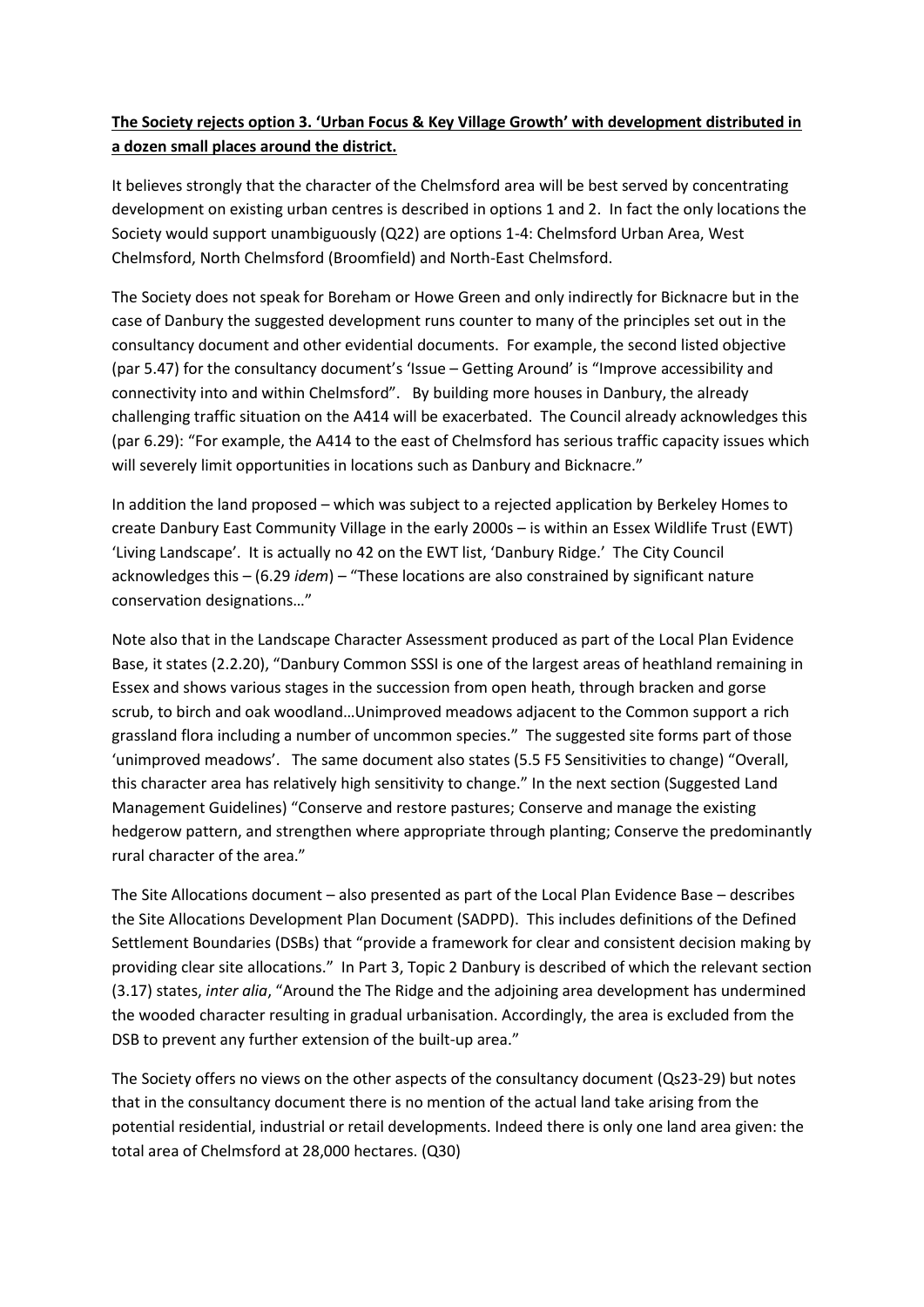**The Society rejects option 3. 'Urban Focus & Key Village Growth' with development distributed in a dozen small places around the district.**

It believes strongly that the character of the Chelmsford area will be best served by concentrating development on existing urban centres is described in options 1 and 2. In fact the only locations the Society would support unambiguously (Q22) are options 1-4: Chelmsford Urban Area, West Chelmsford, North Chelmsford (Broomfield) and North-East Chelmsford.

The Society does not speak for Boreham or Howe Green and only indirectly for Bicknacre but in the case of Danbury the suggested development runs counter to many of the principles set out in the consultancy document and other evidential documents. For example, the second listed objective (par 5.47) for the consultancy document's 'Issue – Getting Around' is "Improve accessibility and connectivity into and within Chelmsford". By building more houses in Danbury, the already challenging traffic situation on the A414 will be exacerbated. The Council already acknowledges this (par 6.29): "For example, the A414 to the east of Chelmsford has serious traffic capacity issues which will severely limit opportunities in locations such as Danbury and Bicknacre."

In addition the land proposed – which was subject to a rejected application by Berkeley Homes to create Danbury East Community Village in the early 2000s – is within an Essex Wildlife Trust (EWT) 'Living Landscape'. It is actually no 42 on the EWT list, 'Danbury Ridge.' The City Council acknowledges this – (6.29 *idem*) – "These locations are also constrained by significant nature conservation designations…"

Note also that in the Landscape Character Assessment produced as part of the Local Plan Evidence Base, it states (2.2.20), "Danbury Common SSSI is one of the largest areas of heathland remaining in Essex and shows various stages in the succession from open heath, through bracken and gorse scrub, to birch and oak woodland…Unimproved meadows adjacent to the Common support a rich grassland flora including a number of uncommon species." The suggested site forms part of those 'unimproved meadows'. The same document also states (5.5 F5 Sensitivities to change) "Overall, this character area has relatively high sensitivity to change." In the next section (Suggested Land Management Guidelines) "Conserve and restore pastures; Conserve and manage the existing hedgerow pattern, and strengthen where appropriate through planting; Conserve the predominantly rural character of the area."

The Site Allocations document – also presented as part of the Local Plan Evidence Base – describes the Site Allocations Development Plan Document (SADPD). This includes definitions of the Defined Settlement Boundaries (DSBs) that "provide a framework for clear and consistent decision making by providing clear site allocations." In Part 3, Topic 2 Danbury is described of which the relevant section (3.17) states, *inter alia*, "Around the The Ridge and the adjoining area development has undermined the wooded character resulting in gradual urbanisation. Accordingly, the area is excluded from the DSB to prevent any further extension of the built-up area."

The Society offers no views on the other aspects of the consultancy document (Qs23-29) but notes that in the consultancy document there is no mention of the actual land take arising from the potential residential, industrial or retail developments. Indeed there is only one land area given: the total area of Chelmsford at 28,000 hectares. (Q30)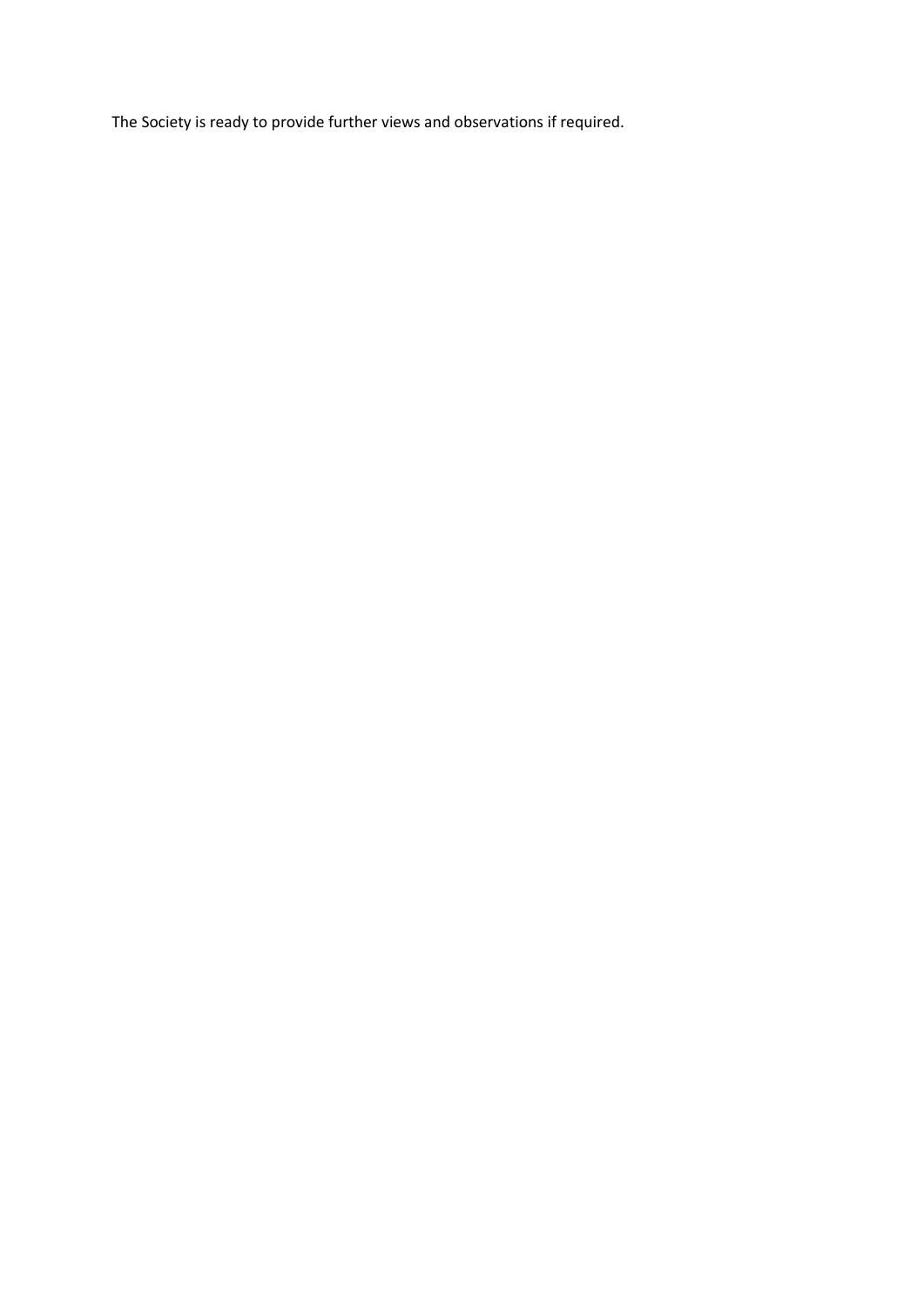The Society is ready to provide further views and observations if required.